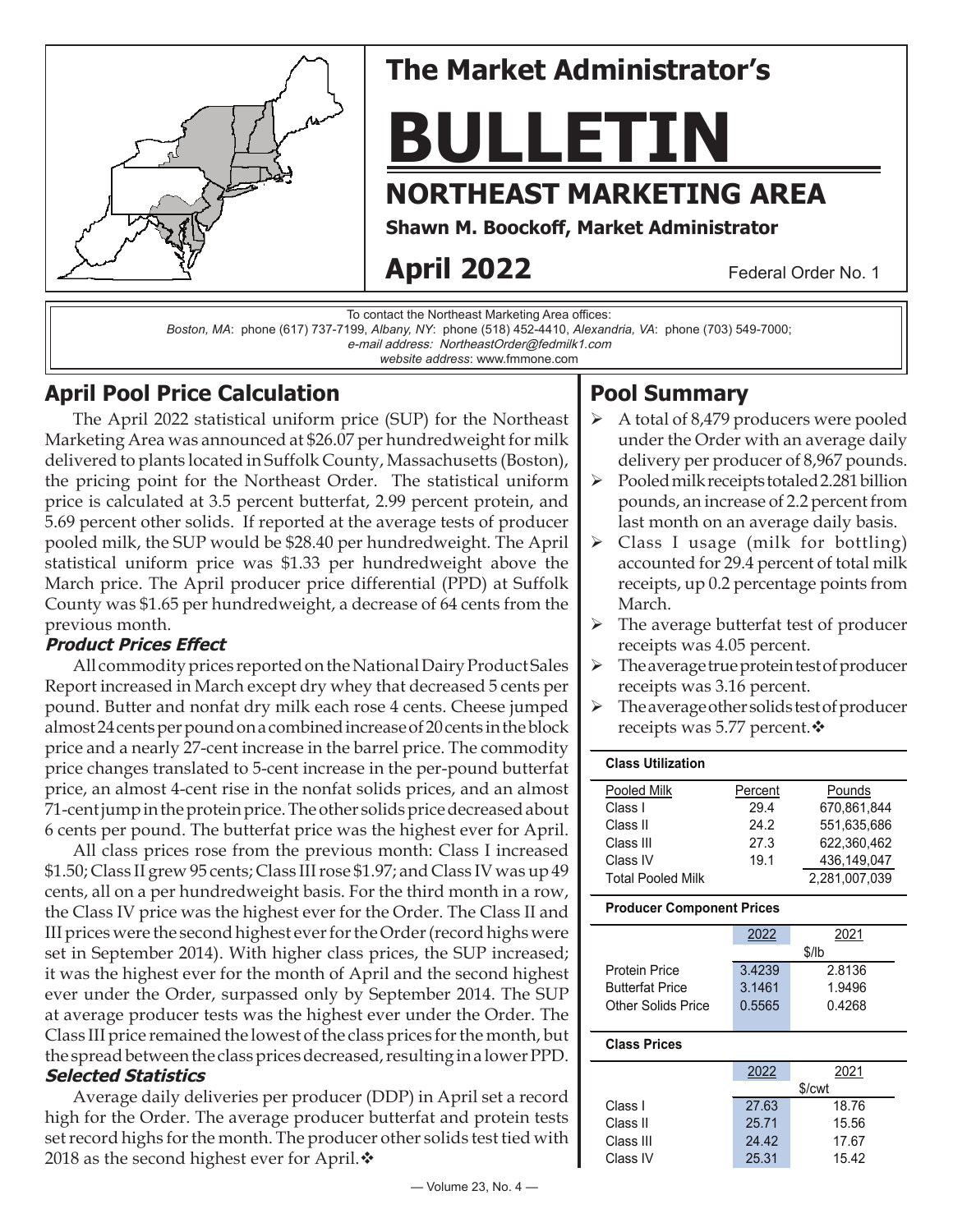# The Market Administrator's

# BULLETIN

## NORTHEAST MARKETING AREA

**Shawn M. Boockoff, Market Administrator**

**April 2022** Federal Order No. 1

To contact the Northeast Marketing Area offices:
*Boston, MA*: phone (617) 737-7199, *Albany, NY*: phone (518) 452-4410, *Alexandria, VA*: phone (703) 549-7000;
*e-mail address: NortheastOrder@fedmilk1.com*
*website address*: www.fmmone.com

## April Pool Price Calculation

The April 2022 statistical uniform price (SUP) for the Northeast Marketing Area was announced at $26.07 per hundredweight for milk delivered to plants located in Suffolk County, Massachusetts (Boston), the pricing point for the Northeast Order. The statistical uniform price is calculated at 3.5 percent butterfat, 2.99 percent protein, and 5.69 percent other solids. If reported at the average tests of producer pooled milk, the SUP would be $28.40 per hundredweight. The April statistical uniform price was $1.33 per hundredweight above the March price. The April producer price differential (PPD) at Suffolk County was $1.65 per hundredweight, a decrease of 64 cents from the previous month.

### *Product Prices Effect*

All commodity prices reported on the National Dairy Product Sales Report increased in March except dry whey that decreased 5 cents per pound. Butter and nonfat dry milk each rose 4 cents. Cheese jumped almost 24 cents per pound on a combined increase of 20 cents in the block price and a nearly 27-cent increase in the barrel price. The commodity price changes translated to 5-cent increase in the per-pound butterfat price, an almost 4-cent rise in the nonfat solids prices, and an almost 71-cent jump in the protein price. The other solids price decreased about 6 cents per pound. The butterfat price was the highest ever for April.

All class prices rose from the previous month: Class I increased $1.50; Class II grew 95 cents; Class III rose $1.97; and Class IV was up 49 cents, all on a per hundredweight basis. For the third month in a row, the Class IV price was the highest ever for the Order. The Class II and III prices were the second highest ever for the Order (record highs were set in September 2014). With higher class prices, the SUP increased; it was the highest ever for the month of April and the second highest ever under the Order, surpassed only by September 2014. The SUP at average producer tests was the highest ever under the Order. The Class III price remained the lowest of the class prices for the month, but the spread between the class prices decreased, resulting in a lower PPD.

### *Selected Statistics*

Average daily deliveries per producer (DDP) in April set a record high for the Order. The average producer butterfat and protein tests set record highs for the month. The producer other solids test tied with 2018 as the second highest ever for April.❖

## Pool Summary

- A total of 8,479 producers were pooled under the Order with an average daily delivery per producer of 8,967 pounds.
- Pooled milk receipts totaled 2.281 billion pounds, an increase of 2.2 percent from last month on an average daily basis.
- Class I usage (milk for bottling) accounted for 29.4 percent of total milk receipts, up 0.2 percentage points from March.
- The average butterfat test of producer receipts was 4.05 percent.
- The average true protein test of producer receipts was 3.16 percent.
- The average other solids test of producer receipts was 5.77 percent.❖

**Class Utilization**

| Pooled Milk | Percent | Pounds |
|---|---|---|
| Class I | 29.4 | 670,861,844 |
| Class II | 24.2 | 551,635,686 |
| Class III | 27.3 | 622,360,462 |
| Class IV | 19.1 | 436,149,047 |
| Total Pooled Milk | | 2,281,007,039 |

**Producer Component Prices**

| | 2022 | 2021 |
|---|---|---|
| | $/lb | |
| Protein Price | 3.4239 | 2.8136 |
| Butterfat Price | 3.1461 | 1.9496 |
| Other Solids Price | 0.5565 | 0.4268 |

**Class Prices**

| | 2022 | 2021 |
|---|---|---|
| | $/cwt | |
| Class I | 27.63 | 18.76 |
| Class II | 25.71 | 15.56 |
| Class III | 24.42 | 17.67 |
| Class IV | 25.31 | 15.42 |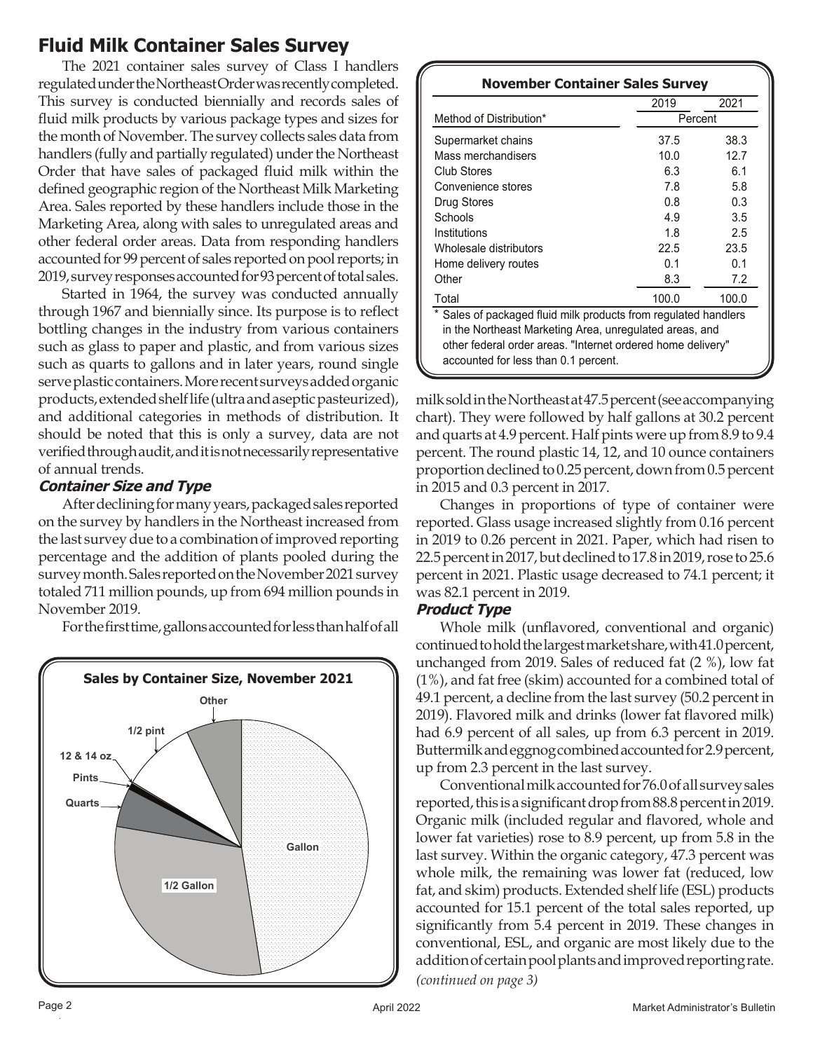## Fluid Milk Container Sales Survey

The 2021 container sales survey of Class I handlers regulated under the Northeast Order was recently completed. This survey is conducted biennially and records sales of fluid milk products by various package types and sizes for the month of November. The survey collects sales data from handlers (fully and partially regulated) under the Northeast Order that have sales of packaged fluid milk within the defined geographic region of the Northeast Milk Marketing Area. Sales reported by these handlers include those in the Marketing Area, along with sales to unregulated areas and other federal order areas. Data from responding handlers accounted for 99 percent of sales reported on pool reports; in 2019, survey responses accounted for 93 percent of total sales.

Started in 1964, the survey was conducted annually through 1967 and biennially since. Its purpose is to reflect bottling changes in the industry from various containers such as glass to paper and plastic, and from various sizes such as quarts to gallons and in later years, round single serve plastic containers. More recent surveys added organic products, extended shelf life (ultra and aseptic pasteurized), and additional categories in methods of distribution. It should be noted that this is only a survey, data are not verified through audit, and it is not necessarily representative of annual trends.

### *Container Size and Type*

After declining for many years, packaged sales reported on the survey by handlers in the Northeast increased from the last survey due to a combination of improved reporting percentage and the addition of plants pooled during the survey month. Sales reported on the November 2021 survey totaled 711 million pounds, up from 694 million pounds in November 2019.

For the first time, gallons accounted for less than half of all milk sold in the Northeast at 47.5 percent (see accompanying chart). They were followed by half gallons at 30.2 percent and quarts at 4.9 percent. Half pints were up from 8.9 to 9.4 percent. The round plastic 14, 12, and 10 ounce containers proportion declined to 0.25 percent, down from 0.5 percent in 2015 and 0.3 percent in 2017.

**Sales by Container Size, November 2021**

Other, 1/2 pint, 12 & 14 oz, Pints, Quarts, 1/2 Gallon, Gallon

Changes in proportions of type of container were reported. Glass usage increased slightly from 0.16 percent in 2019 to 0.26 percent in 2021. Paper, which had risen to 22.5 percent in 2017, but declined to 17.8 in 2019, rose to 25.6 percent in 2021. Plastic usage decreased to 74.1 percent; it was 82.1 percent in 2019.

**November Container Sales Survey**

| Method of Distribution* | 2019 | 2021 |
|---|---|---|
| | Percent | |
| Supermarket chains | 37.5 | 38.3 |
| Mass merchandisers | 10.0 | 12.7 |
| Club Stores | 6.3 | 6.1 |
| Convenience stores | 7.8 | 5.8 |
| Drug Stores | 0.8 | 0.3 |
| Schools | 4.9 | 3.5 |
| Institutions | 1.8 | 2.5 |
| Wholesale distributors | 22.5 | 23.5 |
| Home delivery routes | 0.1 | 0.1 |
| Other | 8.3 | 7.2 |
| Total | 100.0 | 100.0 |

\* Sales of packaged fluid milk products from regulated handlers in the Northeast Marketing Area, unregulated areas, and other federal order areas. "Internet ordered home delivery" accounted for less than 0.1 percent.

### *Product Type*

Whole milk (unflavored, conventional and organic) continued to hold the largest market share, with 41.0 percent, unchanged from 2019. Sales of reduced fat (2 %), low fat (1%), and fat free (skim) accounted for a combined total of 49.1 percent, a decline from the last survey (50.2 percent in 2019). Flavored milk and drinks (lower fat flavored milk) had 6.9 percent of all sales, up from 6.3 percent in 2019. Buttermilk and eggnog combined accounted for 2.9 percent, up from 2.3 percent in the last survey.

Conventional milk accounted for 76.0 of all survey sales reported, this is a significant drop from 88.8 percent in 2019. Organic milk (included regular and flavored, whole and lower fat varieties) rose to 8.9 percent, up from 5.8 in the last survey. Within the organic category, 47.3 percent was whole milk, the remaining was lower fat (reduced, low fat, and skim) products. Extended shelf life (ESL) products accounted for 15.1 percent of the total sales reported, up significantly from 5.4 percent in 2019. These changes in conventional, ESL, and organic are most likely due to the addition of certain pool plants and improved reporting rate.

*(continued on page 3)*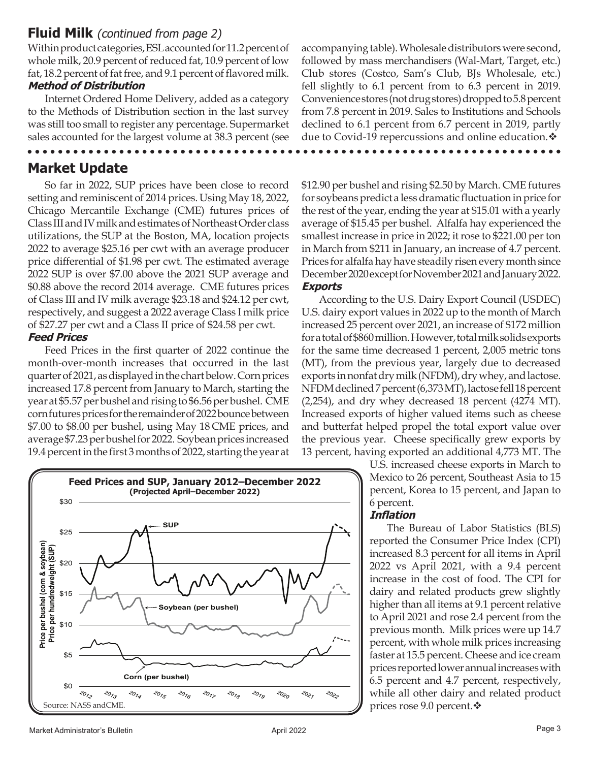## Fluid Milk *(continued from page 2)*

Within product categories, ESL accounted for 11.2 percent of whole milk, 20.9 percent of reduced fat, 10.9 percent of low fat, 18.2 percent of fat free, and 9.1 percent of flavored milk.

### *Method of Distribution*

Internet Ordered Home Delivery, added as a category to the Methods of Distribution section in the last survey was still too small to register any percentage. Supermarket sales accounted for the largest volume at 38.3 percent (see accompanying table). Wholesale distributors were second, followed by mass merchandisers (Wal-Mart, Target, etc.) Club stores (Costco, Sam's Club, BJs Wholesale, etc.) fell slightly to 6.1 percent from to 6.3 percent in 2019. Convenience stores (not drug stores) dropped to 5.8 percent from 7.8 percent in 2019. Sales to Institutions and Schools declined to 6.1 percent from 6.7 percent in 2019, partly due to Covid-19 repercussions and online education.❖

## Market Update

So far in 2022, SUP prices have been close to record setting and reminiscent of 2014 prices. Using May 18, 2022, Chicago Mercantile Exchange (CME) futures prices of Class III and IV milk and estimates of Northeast Order class utilizations, the SUP at the Boston, MA, location projects 2022 to average $25.16 per cwt with an average producer price differential of $1.98 per cwt. The estimated average 2022 SUP is over $7.00 above the 2021 SUP average and $0.88 above the record 2014 average. CME futures prices of Class III and IV milk average $23.18 and $24.12 per cwt, respectively, and suggest a 2022 average Class I milk price of $27.27 per cwt and a Class II price of $24.58 per cwt.

### *Feed Prices*

Feed Prices in the first quarter of 2022 continue the month-over-month increases that occurred in the last quarter of 2021, as displayed in the chart below. Corn prices increased 17.8 percent from January to March, starting the year at $5.57 per bushel and rising to $6.56 per bushel. CME corn futures prices for the remainder of 2022 bounce between $7.00 to $8.00 per bushel, using May 18 CME prices, and average $7.23 per bushel for 2022. Soybean prices increased 19.4 percent in the first 3 months of 2022, starting the year at $12.90 per bushel and rising $2.50 by March. CME futures for soybeans predict a less dramatic fluctuation in price for the rest of the year, ending the year at $15.01 with a yearly average of $15.45 per bushel. Alfalfa hay experienced the smallest increase in price in 2022; it rose to $221.00 per ton in March from $211 in January, an increase of 4.7 percent. Prices for alfalfa hay have steadily risen every month since December 2020 except for November 2021 and January 2022.

**Feed Prices and SUP, January 2012–December 2022**
**(Projected April–December 2022)**

Source: NASS and CME.

### *Exports*

According to the U.S. Dairy Export Council (USDEC) U.S. dairy export values in 2022 up to the month of March increased 25 percent over 2021, an increase of $172 million for a total of $860 million. However, total milk solids exports for the same time decreased 1 percent, 2,005 metric tons (MT), from the previous year, largely due to decreased exports in nonfat dry milk (NFDM), dry whey, and lactose. NFDM declined 7 percent (6,373 MT), lactose fell 18 percent (2,254), and dry whey decreased 18 percent (4274 MT). Increased exports of higher valued items such as cheese and butterfat helped propel the total export value over the previous year. Cheese specifically grew exports by 13 percent, having exported an additional 4,773 MT. The U.S. increased cheese exports in March to Mexico to 26 percent, Southeast Asia to 15 percent, Korea to 15 percent, and Japan to 6 percent.

### *Inflation*

The Bureau of Labor Statistics (BLS) reported the Consumer Price Index (CPI) increased 8.3 percent for all items in April 2022 vs April 2021, with a 9.4 percent increase in the cost of food. The CPI for dairy and related products grew slightly higher than all items at 9.1 percent relative to April 2021 and rose 2.4 percent from the previous month. Milk prices were up 14.7 percent, with whole milk prices increasing faster at 15.5 percent. Cheese and ice cream prices reported lower annual increases with 6.5 percent and 4.7 percent, respectively, while all other dairy and related product prices rose 9.0 percent.❖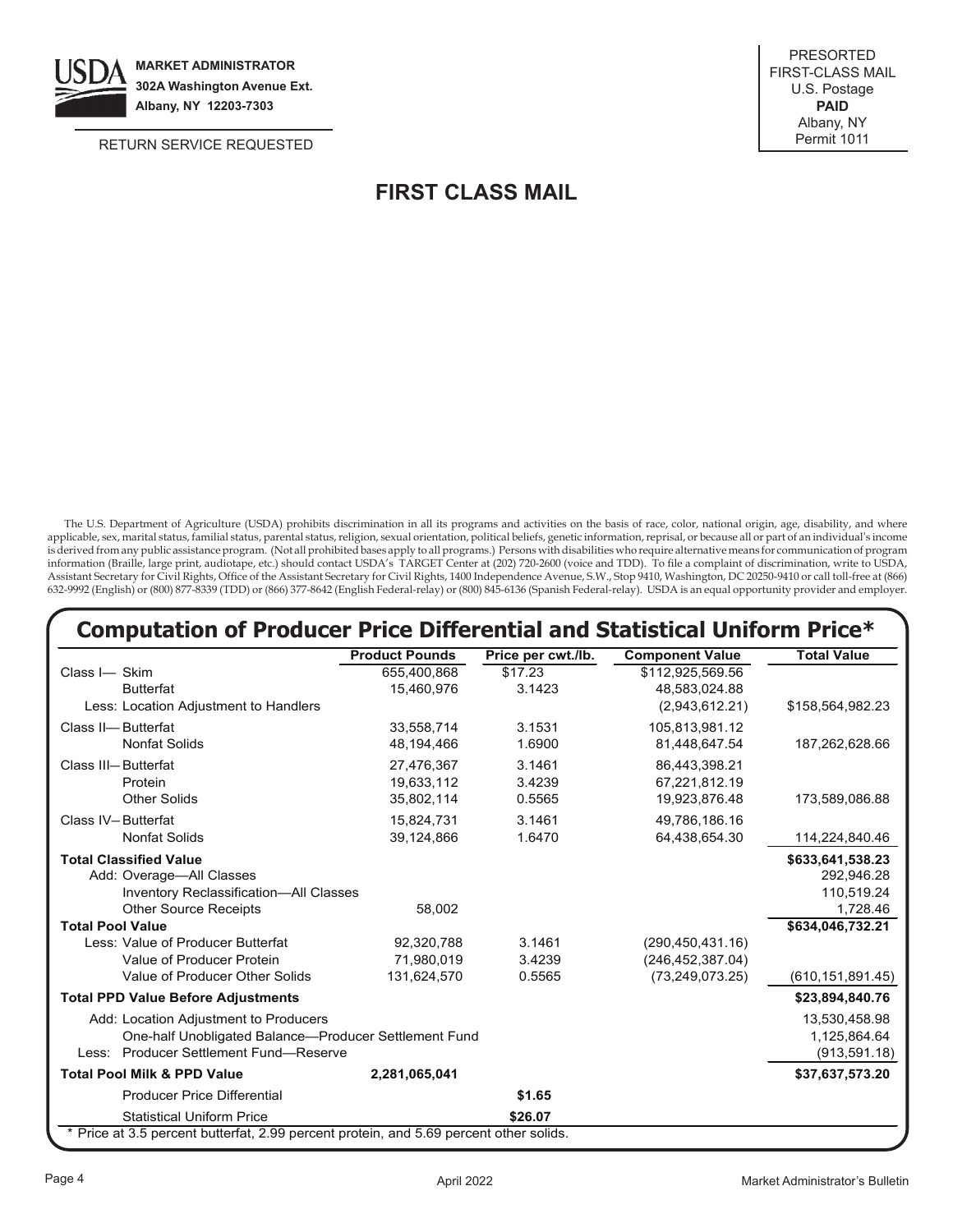**MARKET ADMINISTRATOR**
**302A Washington Avenue Ext.**
**Albany, NY 12203-7303**

RETURN SERVICE REQUESTED

PRESORTED
FIRST-CLASS MAIL
U.S. Postage
**PAID**
Albany, NY
Permit 1011

## FIRST CLASS MAIL

The U.S. Department of Agriculture (USDA) prohibits discrimination in all its programs and activities on the basis of race, color, national origin, age, disability, and where applicable, sex, marital status, familial status, parental status, religion, sexual orientation, political beliefs, genetic information, reprisal, or because all or part of an individual's income is derived from any public assistance program. (Not all prohibited bases apply to all programs.) Persons with disabilities who require alternative means for communication of program information (Braille, large print, audiotape, etc.) should contact USDA's TARGET Center at (202) 720-2600 (voice and TDD). To file a complaint of discrimination, write to USDA, Assistant Secretary for Civil Rights, Office of the Assistant Secretary for Civil Rights, 1400 Independence Avenue, S.W., Stop 9410, Washington, DC 20250-9410 or call toll-free at (866) 632-9992 (English) or (800) 877-8339 (TDD) or (866) 377-8642 (English Federal-relay) or (800) 845-6136 (Spanish Federal-relay). USDA is an equal opportunity provider and employer.

## Computation of Producer Price Differential and Statistical Uniform Price*

| | Product Pounds | Price per cwt./lb. | Component Value | Total Value |
|---|---|---|---|---|
| Class I— Skim | 655,400,868 | $17.23 | $112,925,569.56 | |
| Butterfat | 15,460,976 | 3.1423 | 48,583,024.88 | |
| Less: Location Adjustment to Handlers | | | (2,943,612.21) | $158,564,982.23 |
| Class II— Butterfat | 33,558,714 | 3.1531 | 105,813,981.12 | |
| Nonfat Solids | 48,194,466 | 1.6900 | 81,448,647.54 | 187,262,628.66 |
| Class III— Butterfat | 27,476,367 | 3.1461 | 86,443,398.21 | |
| Protein | 19,633,112 | 3.4239 | 67,221,812.19 | |
| Other Solids | 35,802,114 | 0.5565 | 19,923,876.48 | 173,589,086.88 |
| Class IV— Butterfat | 15,824,731 | 3.1461 | 49,786,186.16 | |
| Nonfat Solids | 39,124,866 | 1.6470 | 64,438,654.30 | 114,224,840.46 |
| **Total Classified Value** | | | | **$633,641,538.23** |
| Add: Overage—All Classes | | | | 292,946.28 |
| Inventory Reclassification—All Classes | | | | 110,519.24 |
| Other Source Receipts | 58,002 | | | 1,728.46 |
| **Total Pool Value** | | | | **$634,046,732.21** |
| Less: Value of Producer Butterfat | 92,320,788 | 3.1461 | (290,450,431.16) | |
| Value of Producer Protein | 71,980,019 | 3.4239 | (246,452,387.04) | |
| Value of Producer Other Solids | 131,624,570 | 0.5565 | (73,249,073.25) | (610,151,891.45) |
| **Total PPD Value Before Adjustments** | | | | **$23,894,840.76** |
| Add: Location Adjustment to Producers | | | | 13,530,458.98 |
| One-half Unobligated Balance—Producer Settlement Fund | | | | 1,125,864.64 |
| Less: Producer Settlement Fund—Reserve | | | | (913,591.18) |
| **Total Pool Milk & PPD Value** | **2,281,065,041** | | | **$37,637,573.20** |
| Producer Price Differential | | **$1.65** | | |
| Statistical Uniform Price | | **$26.07** | | |

* Price at 3.5 percent butterfat, 2.99 percent protein, and 5.69 percent other solids.